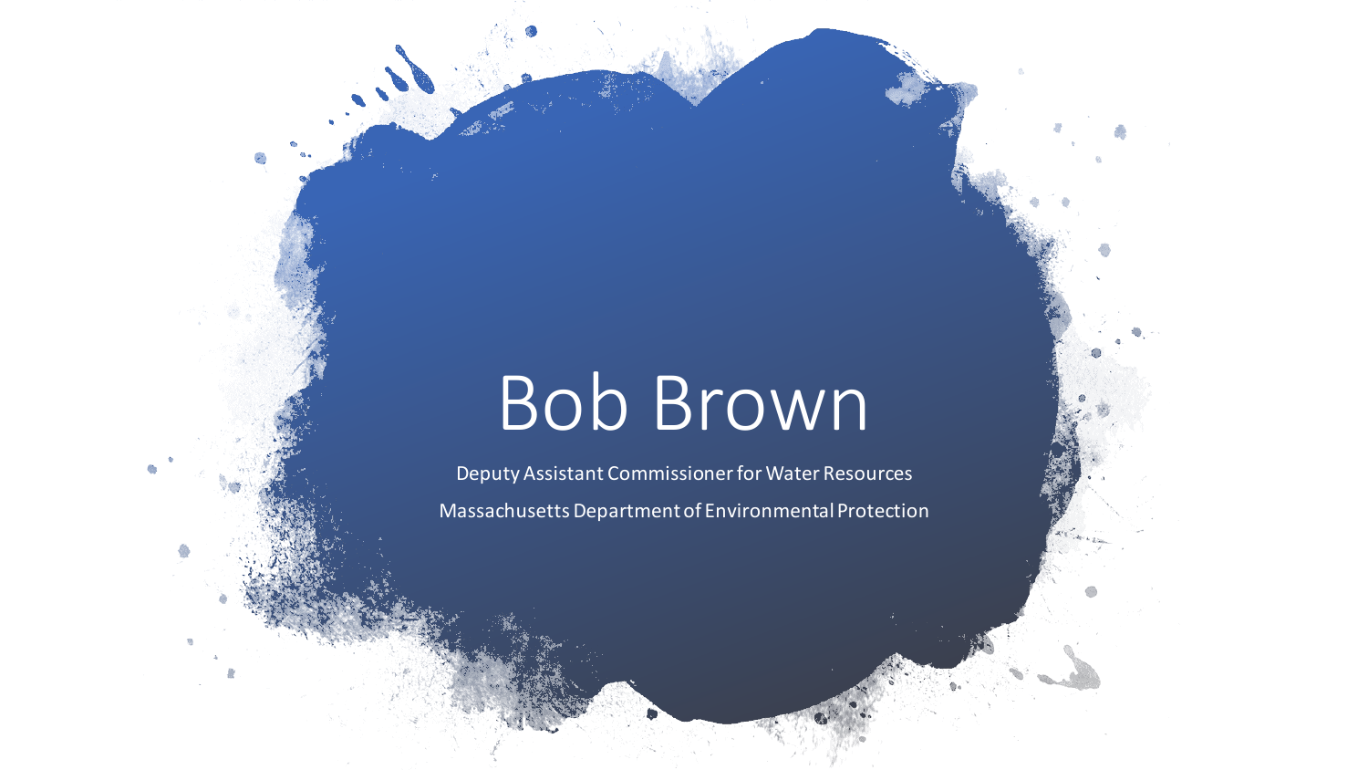# Bob Brown

Deputy Assistant Commissioner for Water Resources

Massachusetts Department of Environmental Protection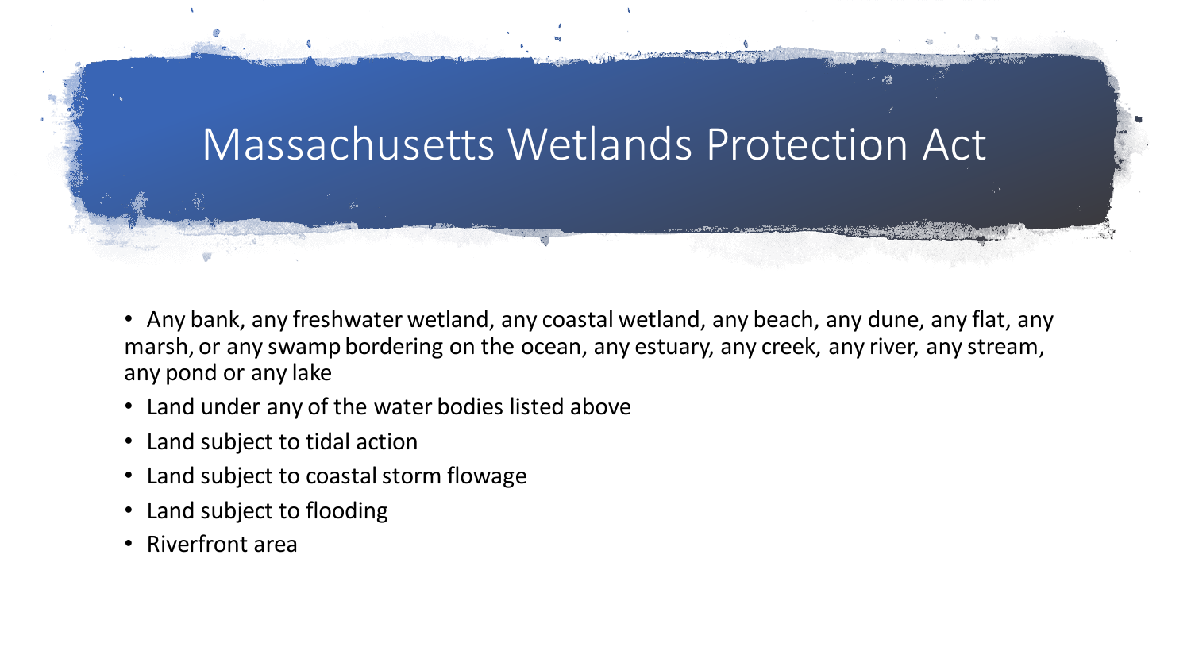# Massachusetts Wetlands Protection Act

- Any bank, any freshwater wetland, any coastal wetland, any beach, any dune, any flat, any marsh, or any swamp bordering on the ocean, any estuary, any creek, any river, any stream, any pond or any lake
- Land under any of the water bodies listed above
- Land subject to tidal action
- Land subject to coastal storm flowage
- Land subject to flooding
- Riverfront area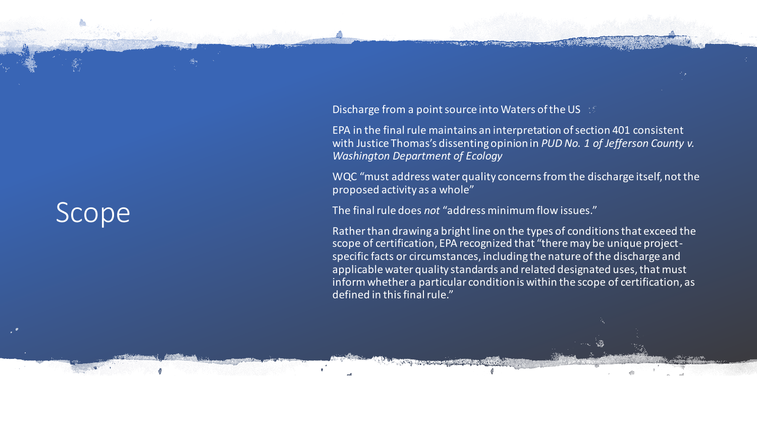# Scope

Discharge from a point source into Waters of the US

EPA in the final rule maintains an interpretation of section 401 consistent with Justice Thomas's dissenting opinion in *PUD No. 1 of Jefferson County v. Washington Department of Ecology*

WQC "must address water quality concerns from the discharge itself, not the proposed activity as a whole"

The final rule does *not* "address minimum flow issues."

Rather than drawing a bright line on the types of conditions that exceed the scope of certification, EPA recognized that "there may be unique project-specific facts or circumstances, including the nature of the discharge and applicable water quality standards and related designated uses, that must inform whether a particular condition is within the scope of certification, as defined in this final rule."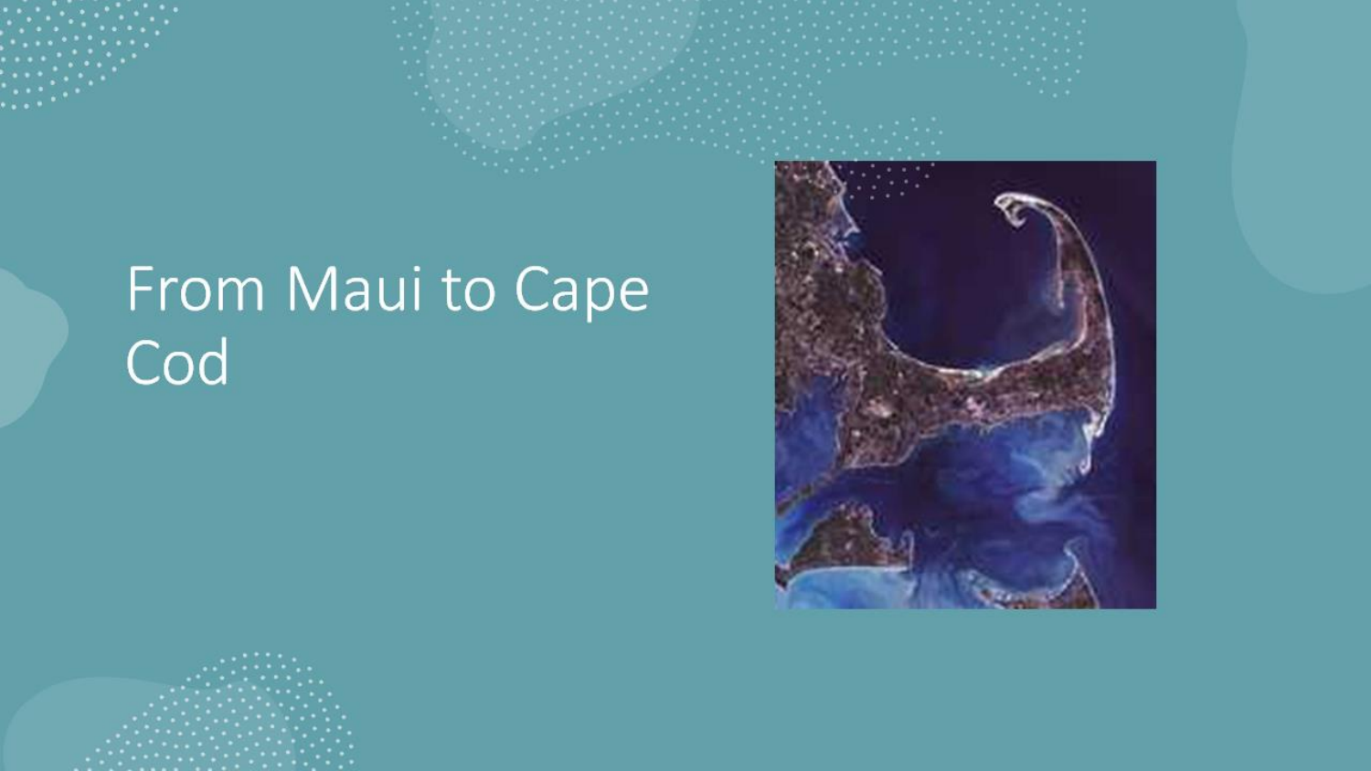# From Maui to Cape Cod